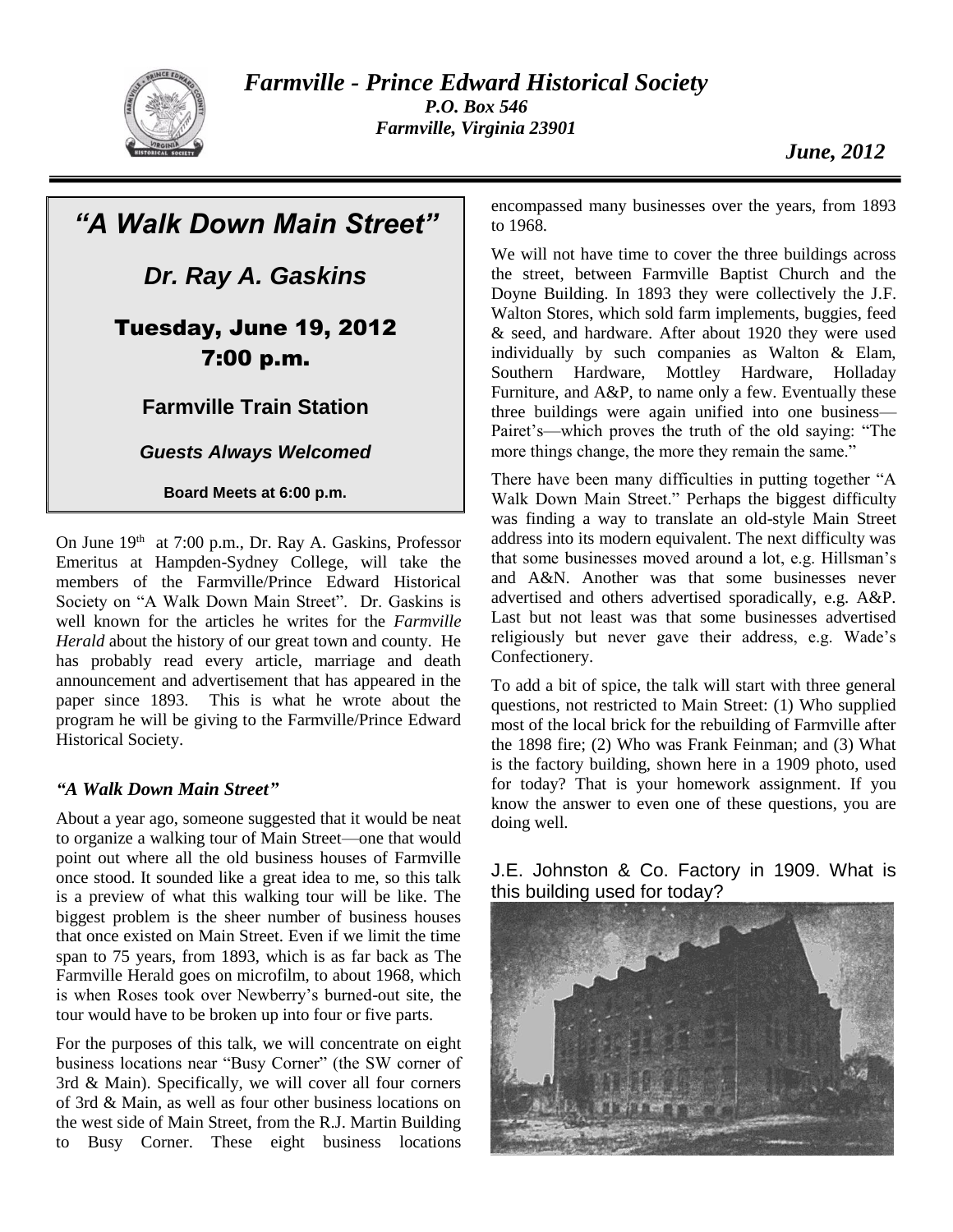# *Farmville - Prince Edward Historical Society*

*P.O. Box 546*
*Farmville, Virginia 23901*

*June, 2012*

## *"A Walk Down Main Street"*

### *Dr. Ray A. Gaskins*

**Tuesday, June 19, 2012**
**7:00 p.m.**

**Farmville Train Station**

***Guests Always Welcomed***

**Board Meets at 6:00 p.m.**

On June 19th at 7:00 p.m., Dr. Ray A. Gaskins, Professor Emeritus at Hampden-Sydney College, will take the members of the Farmville/Prince Edward Historical Society on "A Walk Down Main Street". Dr. Gaskins is well known for the articles he writes for the *Farmville Herald* about the history of our great town and county. He has probably read every article, marriage and death announcement and advertisement that has appeared in the paper since 1893. This is what he wrote about the program he will be giving to the Farmville/Prince Edward Historical Society.

### *"A Walk Down Main Street"*

About a year ago, someone suggested that it would be neat to organize a walking tour of Main Street—one that would point out where all the old business houses of Farmville once stood. It sounded like a great idea to me, so this talk is a preview of what this walking tour will be like. The biggest problem is the sheer number of business houses that once existed on Main Street. Even if we limit the time span to 75 years, from 1893, which is as far back as The Farmville Herald goes on microfilm, to about 1968, which is when Roses took over Newberry's burned-out site, the tour would have to be broken up into four or five parts.

For the purposes of this talk, we will concentrate on eight business locations near "Busy Corner" (the SW corner of 3rd & Main). Specifically, we will cover all four corners of 3rd & Main, as well as four other business locations on the west side of Main Street, from the R.J. Martin Building to Busy Corner. These eight business locations encompassed many businesses over the years, from 1893 to 1968.

We will not have time to cover the three buildings across the street, between Farmville Baptist Church and the Doyne Building. In 1893 they were collectively the J.F. Walton Stores, which sold farm implements, buggies, feed & seed, and hardware. After about 1920 they were used individually by such companies as Walton & Elam, Southern Hardware, Mottley Hardware, Holladay Furniture, and A&P, to name only a few. Eventually these three buildings were again unified into one business—Pairet's—which proves the truth of the old saying: "The more things change, the more they remain the same."

There have been many difficulties in putting together "A Walk Down Main Street." Perhaps the biggest difficulty was finding a way to translate an old-style Main Street address into its modern equivalent. The next difficulty was that some businesses moved around a lot, e.g. Hillsman's and A&N. Another was that some businesses never advertised and others advertised sporadically, e.g. A&P. Last but not least was that some businesses advertised religiously but never gave their address, e.g. Wade's Confectionery.

To add a bit of spice, the talk will start with three general questions, not restricted to Main Street: (1) Who supplied most of the local brick for the rebuilding of Farmville after the 1898 fire; (2) Who was Frank Feinman; and (3) What is the factory building, shown here in a 1909 photo, used for today? That is your homework assignment. If you know the answer to even one of these questions, you are doing well.

J.E. Johnston & Co. Factory in 1909. What is this building used for today?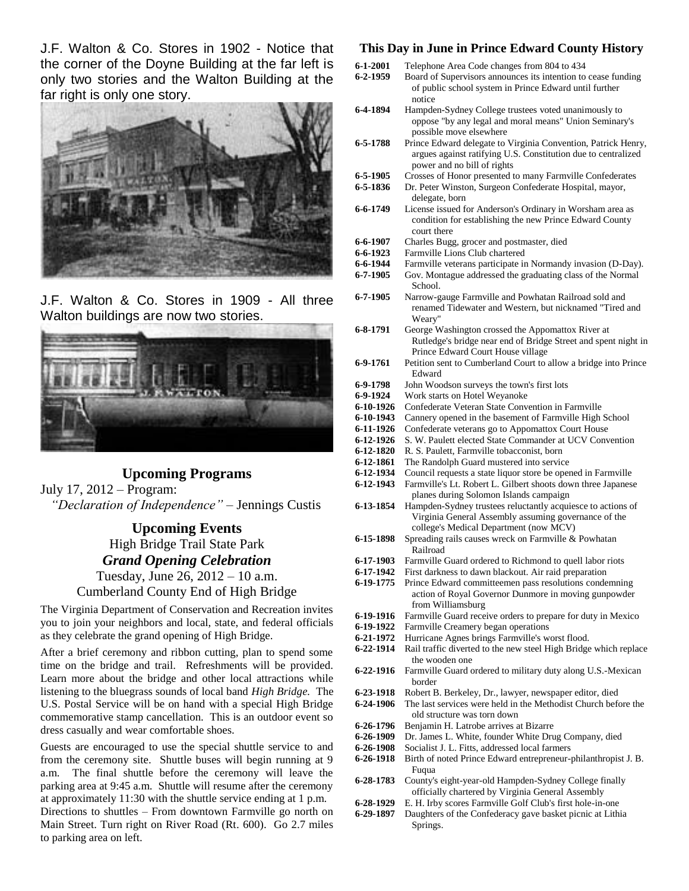J.F. Walton & Co. Stores in 1902 - Notice that the corner of the Doyne Building at the far left is only two stories and the Walton Building at the far right is only one story.

J.F. Walton & Co. Stores in 1909 - All three Walton buildings are now two stories.

## Upcoming Programs

July 17, 2012 – Program:
*"Declaration of Independence"* – Jennings Custis

## Upcoming Events

High Bridge Trail State Park
***Grand Opening Celebration***
Tuesday, June 26, 2012 – 10 a.m.
Cumberland County End of High Bridge

The Virginia Department of Conservation and Recreation invites you to join your neighbors and local, state, and federal officials as they celebrate the grand opening of High Bridge.

After a brief ceremony and ribbon cutting, plan to spend some time on the bridge and trail. Refreshments will be provided. Learn more about the bridge and other local attractions while listening to the bluegrass sounds of local band *High Bridge.* The U.S. Postal Service will be on hand with a special High Bridge commemorative stamp cancellation. This is an outdoor event so dress casually and wear comfortable shoes.

Guests are encouraged to use the special shuttle service to and from the ceremony site. Shuttle buses will begin running at 9 a.m. The final shuttle before the ceremony will leave the parking area at 9:45 a.m. Shuttle will resume after the ceremony at approximately 11:30 with the shuttle service ending at 1 p.m.
Directions to shuttles – From downtown Farmville go north on Main Street. Turn right on River Road (Rt. 600). Go 2.7 miles to parking area on left.

## This Day in June in Prince Edward County History

**6-1-2001** Telephone Area Code changes from 804 to 434
**6-2-1959** Board of Supervisors announces its intention to cease funding of public school system in Prince Edward until further notice
**6-4-1894** Hampden-Sydney College trustees voted unanimously to oppose "by any legal and moral means" Union Seminary's possible move elsewhere
**6-5-1788** Prince Edward delegate to Virginia Convention, Patrick Henry, argues against ratifying U.S. Constitution due to centralized power and no bill of rights
**6-5-1905** Crosses of Honor presented to many Farmville Confederates
**6-5-1836** Dr. Peter Winston, Surgeon Confederate Hospital, mayor, delegate, born
**6-6-1749** License issued for Anderson's Ordinary in Worsham area as condition for establishing the new Prince Edward County court there
**6-6-1907** Charles Bugg, grocer and postmaster, died
**6-6-1923** Farmville Lions Club chartered
**6-6-1944** Farmville veterans participate in Normandy invasion (D-Day).
**6-7-1905** Gov. Montague addressed the graduating class of the Normal School.
**6-7-1905** Narrow-gauge Farmville and Powhatan Railroad sold and renamed Tidewater and Western, but nicknamed "Tired and Weary"
**6-8-1791** George Washington crossed the Appomattox River at Rutledge's bridge near end of Bridge Street and spent night in Prince Edward Court House village
**6-9-1761** Petition sent to Cumberland Court to allow a bridge into Prince Edward
**6-9-1798** John Woodson surveys the town's first lots
**6-9-1924** Work starts on Hotel Weyanoke
**6-10-1926** Confederate Veteran State Convention in Farmville
**6-10-1943** Cannery opened in the basement of Farmville High School
**6-11-1926** Confederate veterans go to Appomattox Court House
**6-12-1926** S. W. Paulett elected State Commander at UCV Convention
**6-12-1820** R. S. Paulett, Farmville tobacconist, born
**6-12-1861** The Randolph Guard mustered into service
**6-12-1934** Council requests a state liquor store be opened in Farmville
**6-12-1943** Farmville's Lt. Robert L. Gilbert shoots down three Japanese planes during Solomon Islands campaign
**6-13-1854** Hampden-Sydney trustees reluctantly acquiesce to actions of Virginia General Assembly assuming governance of the college's Medical Department (now MCV)
**6-15-1898** Spreading rails causes wreck on Farmville & Powhatan Railroad
**6-17-1903** Farmville Guard ordered to Richmond to quell labor riots
**6-17-1942** First darkness to dawn blackout. Air raid preparation
**6-19-1775** Prince Edward committeemen pass resolutions condemning action of Royal Governor Dunmore in moving gunpowder from Williamsburg
**6-19-1916** Farmville Guard receive orders to prepare for duty in Mexico
**6-19-1922** Farmville Creamery began operations
**6-21-1972** Hurricane Agnes brings Farmville's worst flood.
**6-22-1914** Rail traffic diverted to the new steel High Bridge which replace the wooden one
**6-22-1916** Farmville Guard ordered to military duty along U.S.-Mexican border
**6-23-1918** Robert B. Berkeley, Dr., lawyer, newspaper editor, died
**6-24-1906** The last services were held in the Methodist Church before the old structure was torn down
**6-26-1796** Benjamin H. Latrobe arrives at Bizarre
**6-26-1909** Dr. James L. White, founder White Drug Company, died
**6-26-1908** Socialist J. L. Fitts, addressed local farmers
**6-26-1918** Birth of noted Prince Edward entrepreneur-philanthropist J. B. Fuqua
**6-28-1783** County's eight-year-old Hampden-Sydney College finally officially chartered by Virginia General Assembly
**6-28-1929** E. H. Irby scores Farmville Golf Club's first hole-in-one
**6-29-1897** Daughters of the Confederacy gave basket picnic at Lithia Springs.